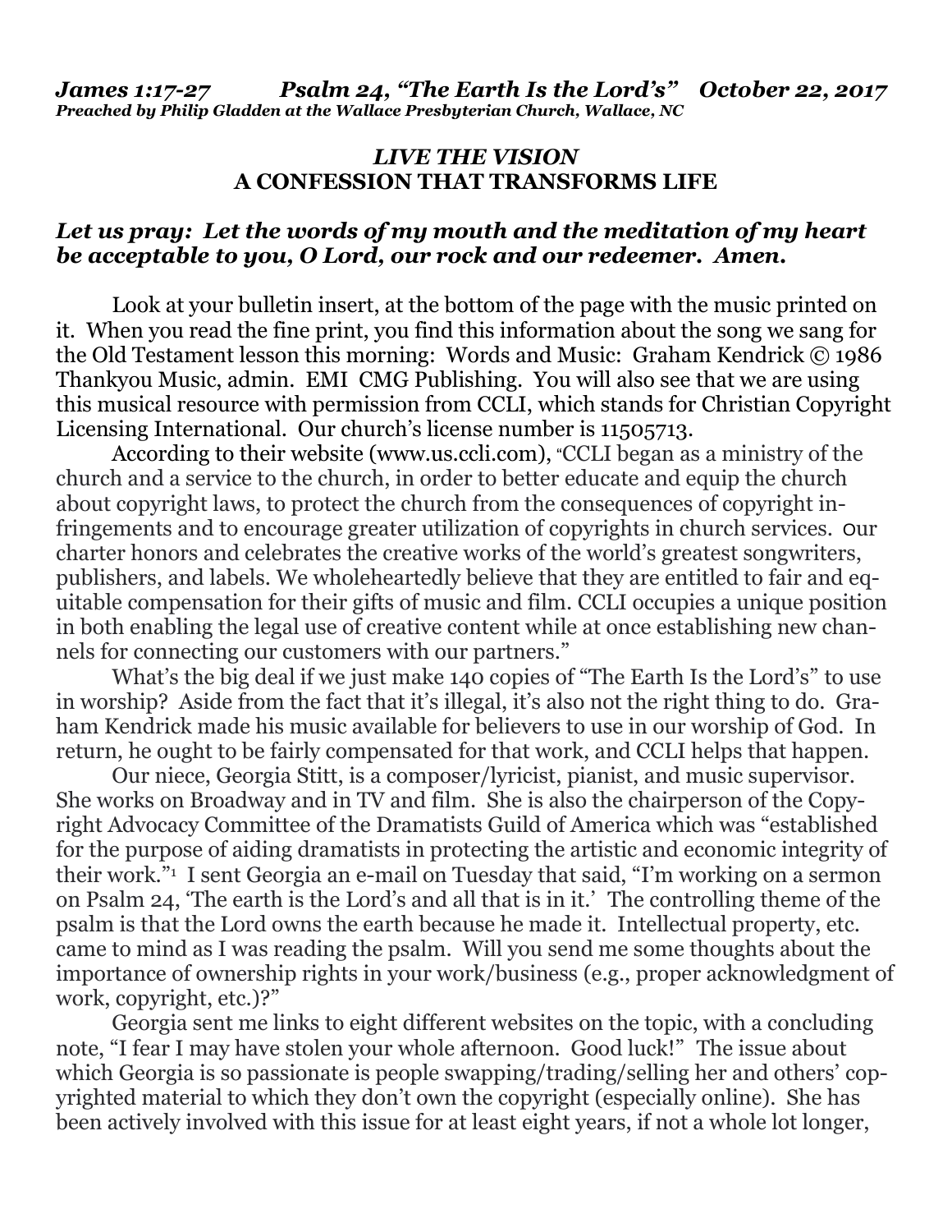*James 1:17-27 Psalm 24, "The Earth Is the Lord's" October 22, 2017*
*Preached by Philip Gladden at the Wallace Presbyterian Church, Wallace, NC*

## *LIVE THE VISION*
## A CONFESSION THAT TRANSFORMS LIFE

***Let us pray: Let the words of my mouth and the meditation of my heart be acceptable to you, O Lord, our rock and our redeemer. Amen.***

Look at your bulletin insert, at the bottom of the page with the music printed on it. When you read the fine print, you find this information about the song we sang for the Old Testament lesson this morning: Words and Music: Graham Kendrick © 1986 Thankyou Music, admin. EMI CMG Publishing. You will also see that we are using this musical resource with permission from CCLI, which stands for Christian Copyright Licensing International. Our church's license number is 11505713.

According to their website (www.us.ccli.com), "CCLI began as a ministry of the church and a service to the church, in order to better educate and equip the church about copyright laws, to protect the church from the consequences of copyright infringements and to encourage greater utilization of copyrights in church services. Our charter honors and celebrates the creative works of the world's greatest songwriters, publishers, and labels. We wholeheartedly believe that they are entitled to fair and equitable compensation for their gifts of music and film. CCLI occupies a unique position in both enabling the legal use of creative content while at once establishing new channels for connecting our customers with our partners."

What's the big deal if we just make 140 copies of "The Earth Is the Lord's" to use in worship? Aside from the fact that it's illegal, it's also not the right thing to do. Graham Kendrick made his music available for believers to use in our worship of God. In return, he ought to be fairly compensated for that work, and CCLI helps that happen.

Our niece, Georgia Stitt, is a composer/lyricist, pianist, and music supervisor. She works on Broadway and in TV and film. She is also the chairperson of the Copyright Advocacy Committee of the Dramatists Guild of America which was "established for the purpose of aiding dramatists in protecting the artistic and economic integrity of their work."[1] I sent Georgia an e-mail on Tuesday that said, "I'm working on a sermon on Psalm 24, 'The earth is the Lord's and all that is in it.' The controlling theme of the psalm is that the Lord owns the earth because he made it. Intellectual property, etc. came to mind as I was reading the psalm. Will you send me some thoughts about the importance of ownership rights in your work/business (e.g., proper acknowledgment of work, copyright, etc.)?"

Georgia sent me links to eight different websites on the topic, with a concluding note, "I fear I may have stolen your whole afternoon. Good luck!" The issue about which Georgia is so passionate is people swapping/trading/selling her and others' copyrighted material to which they don't own the copyright (especially online). She has been actively involved with this issue for at least eight years, if not a whole lot longer,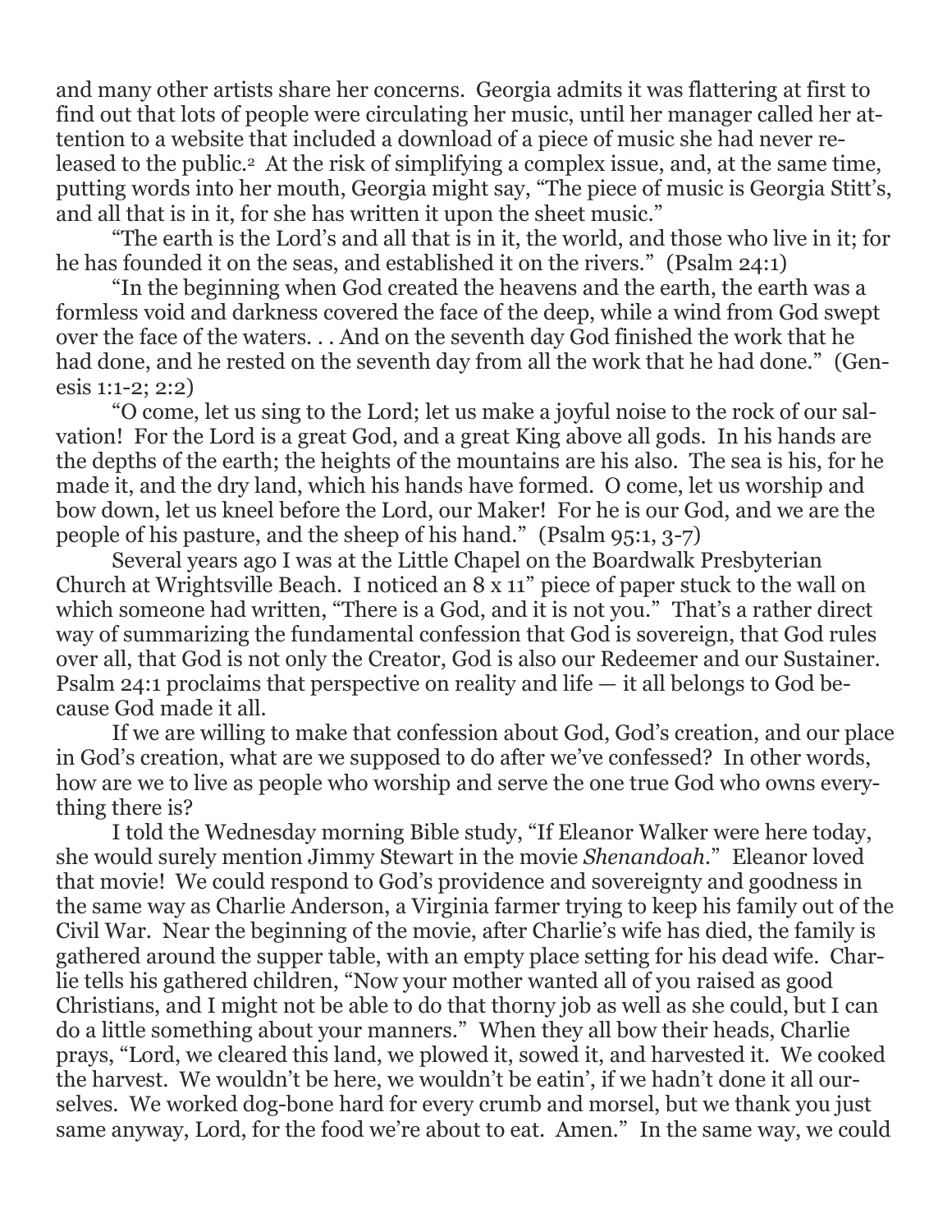and many other artists share her concerns. Georgia admits it was flattering at first to find out that lots of people were circulating her music, until her manager called her attention to a website that included a download of a piece of music she had never released to the public.[2] At the risk of simplifying a complex issue, and, at the same time, putting words into her mouth, Georgia might say, "The piece of music is Georgia Stitt's, and all that is in it, for she has written it upon the sheet music."

"The earth is the Lord's and all that is in it, the world, and those who live in it; for he has founded it on the seas, and established it on the rivers." (Psalm 24:1)

"In the beginning when God created the heavens and the earth, the earth was a formless void and darkness covered the face of the deep, while a wind from God swept over the face of the waters. . . And on the seventh day God finished the work that he had done, and he rested on the seventh day from all the work that he had done." (Genesis 1:1-2; 2:2)

"O come, let us sing to the Lord; let us make a joyful noise to the rock of our salvation! For the Lord is a great God, and a great King above all gods. In his hands are the depths of the earth; the heights of the mountains are his also. The sea is his, for he made it, and the dry land, which his hands have formed. O come, let us worship and bow down, let us kneel before the Lord, our Maker! For he is our God, and we are the people of his pasture, and the sheep of his hand." (Psalm 95:1, 3-7)

Several years ago I was at the Little Chapel on the Boardwalk Presbyterian Church at Wrightsville Beach. I noticed an 8 x 11" piece of paper stuck to the wall on which someone had written, "There is a God, and it is not you." That's a rather direct way of summarizing the fundamental confession that God is sovereign, that God rules over all, that God is not only the Creator, God is also our Redeemer and our Sustainer. Psalm 24:1 proclaims that perspective on reality and life — it all belongs to God because God made it all.

If we are willing to make that confession about God, God's creation, and our place in God's creation, what are we supposed to do after we've confessed? In other words, how are we to live as people who worship and serve the one true God who owns everything there is?

I told the Wednesday morning Bible study, "If Eleanor Walker were here today, she would surely mention Jimmy Stewart in the movie *Shenandoah*." Eleanor loved that movie! We could respond to God's providence and sovereignty and goodness in the same way as Charlie Anderson, a Virginia farmer trying to keep his family out of the Civil War. Near the beginning of the movie, after Charlie's wife has died, the family is gathered around the supper table, with an empty place setting for his dead wife. Charlie tells his gathered children, "Now your mother wanted all of you raised as good Christians, and I might not be able to do that thorny job as well as she could, but I can do a little something about your manners." When they all bow their heads, Charlie prays, "Lord, we cleared this land, we plowed it, sowed it, and harvested it. We cooked the harvest. We wouldn't be here, we wouldn't be eatin', if we hadn't done it all ourselves. We worked dog-bone hard for every crumb and morsel, but we thank you just same anyway, Lord, for the food we're about to eat. Amen." In the same way, we could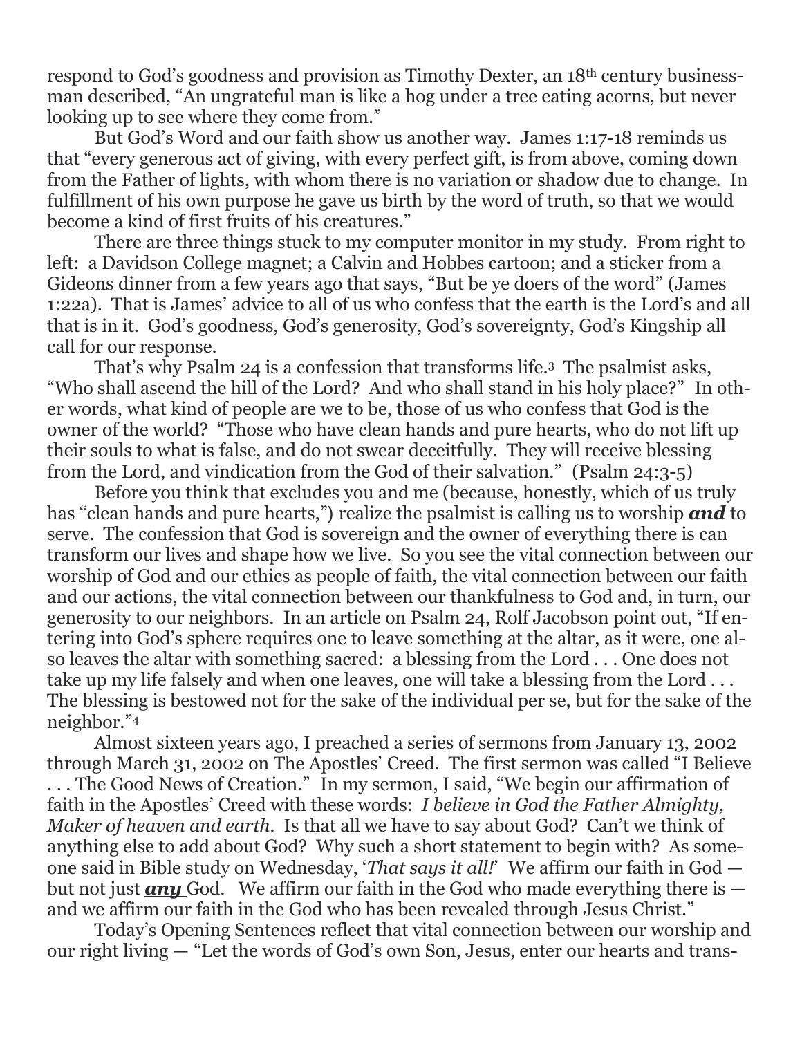respond to God's goodness and provision as Timothy Dexter, an 18th century businessman described, "An ungrateful man is like a hog under a tree eating acorns, but never looking up to see where they come from."

But God's Word and our faith show us another way. James 1:17-18 reminds us that "every generous act of giving, with every perfect gift, is from above, coming down from the Father of lights, with whom there is no variation or shadow due to change. In fulfillment of his own purpose he gave us birth by the word of truth, so that we would become a kind of first fruits of his creatures."

There are three things stuck to my computer monitor in my study. From right to left: a Davidson College magnet; a Calvin and Hobbes cartoon; and a sticker from a Gideons dinner from a few years ago that says, "But be ye doers of the word" (James 1:22a). That is James' advice to all of us who confess that the earth is the Lord's and all that is in it. God's goodness, God's generosity, God's sovereignty, God's Kingship all call for our response.

That's why Psalm 24 is a confession that transforms life.[3] The psalmist asks, "Who shall ascend the hill of the Lord? And who shall stand in his holy place?" In other words, what kind of people are we to be, those of us who confess that God is the owner of the world? "Those who have clean hands and pure hearts, who do not lift up their souls to what is false, and do not swear deceitfully. They will receive blessing from the Lord, and vindication from the God of their salvation." (Psalm 24:3-5)

Before you think that excludes you and me (because, honestly, which of us truly has "clean hands and pure hearts,") realize the psalmist is calling us to worship ***and*** to serve. The confession that God is sovereign and the owner of everything there is can transform our lives and shape how we live. So you see the vital connection between our worship of God and our ethics as people of faith, the vital connection between our faith and our actions, the vital connection between our thankfulness to God and, in turn, our generosity to our neighbors. In an article on Psalm 24, Rolf Jacobson point out, "If entering into God's sphere requires one to leave something at the altar, as it were, one also leaves the altar with something sacred: a blessing from the Lord . . . One does not take up my life falsely and when one leaves, one will take a blessing from the Lord . . . The blessing is bestowed not for the sake of the individual per se, but for the sake of the neighbor."[4]

Almost sixteen years ago, I preached a series of sermons from January 13, 2002 through March 31, 2002 on The Apostles' Creed. The first sermon was called "I Believe . . . The Good News of Creation." In my sermon, I said, "We begin our affirmation of faith in the Apostles' Creed with these words: *I believe in God the Father Almighty, Maker of heaven and earth.* Is that all we have to say about God? Can't we think of anything else to add about God? Why such a short statement to begin with? As someone said in Bible study on Wednesday, '*That says it all!*' We affirm our faith in God — but not just ***any*** God. We affirm our faith in the God who made everything there is — and we affirm our faith in the God who has been revealed through Jesus Christ."

Today's Opening Sentences reflect that vital connection between our worship and our right living — "Let the words of God's own Son, Jesus, enter our hearts and trans-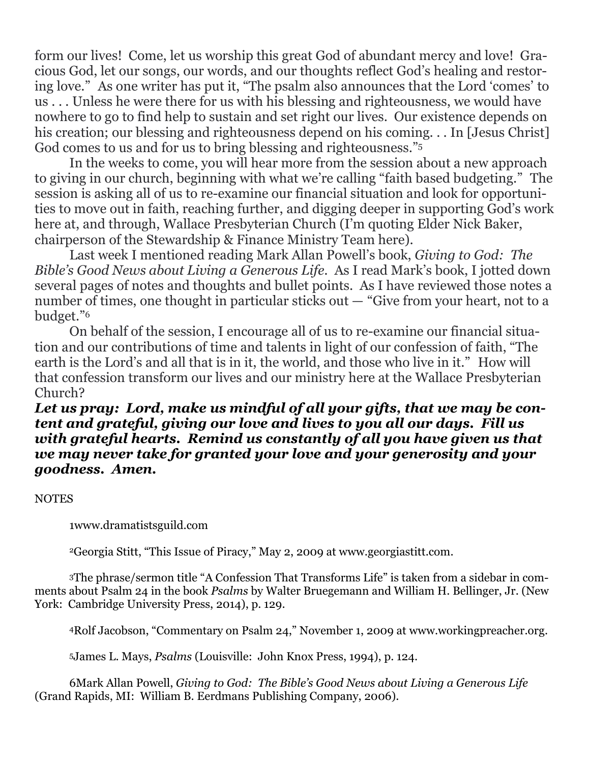form our lives! Come, let us worship this great God of abundant mercy and love! Gracious God, let our songs, our words, and our thoughts reflect God's healing and restoring love." As one writer has put it, "The psalm also announces that the Lord 'comes' to us . . . Unless he were there for us with his blessing and righteousness, we would have nowhere to go to find help to sustain and set right our lives. Our existence depends on his creation; our blessing and righteousness depend on his coming. . . In [Jesus Christ] God comes to us and for us to bring blessing and righteousness."[5]

In the weeks to come, you will hear more from the session about a new approach to giving in our church, beginning with what we're calling "faith based budgeting." The session is asking all of us to re-examine our financial situation and look for opportunities to move out in faith, reaching further, and digging deeper in supporting God's work here at, and through, Wallace Presbyterian Church (I'm quoting Elder Nick Baker, chairperson of the Stewardship & Finance Ministry Team here).

Last week I mentioned reading Mark Allan Powell's book, *Giving to God: The Bible's Good News about Living a Generous Life.* As I read Mark's book, I jotted down several pages of notes and thoughts and bullet points. As I have reviewed those notes a number of times, one thought in particular sticks out — "Give from your heart, not to a budget."[6]

On behalf of the session, I encourage all of us to re-examine our financial situation and our contributions of time and talents in light of our confession of faith, "The earth is the Lord's and all that is in it, the world, and those who live in it." How will that confession transform our lives and our ministry here at the Wallace Presbyterian Church?

***Let us pray: Lord, make us mindful of all your gifts, that we may be content and grateful, giving our love and lives to you all our days. Fill us with grateful hearts. Remind us constantly of all you have given us that we may never take for granted your love and your generosity and your goodness. Amen.***

NOTES

[1]www.dramatistsguild.com

[2]Georgia Stitt, "This Issue of Piracy," May 2, 2009 at www.georgiastitt.com.

[3]The phrase/sermon title "A Confession That Transforms Life" is taken from a sidebar in comments about Psalm 24 in the book *Psalms* by Walter Bruegemann and William H. Bellinger, Jr. (New York: Cambridge University Press, 2014), p. 129.

[4]Rolf Jacobson, "Commentary on Psalm 24," November 1, 2009 at www.workingpreacher.org.

[5]James L. Mays, *Psalms* (Louisville: John Knox Press, 1994), p. 124.

[6]Mark Allan Powell, *Giving to God: The Bible's Good News about Living a Generous Life* (Grand Rapids, MI: William B. Eerdmans Publishing Company, 2006).